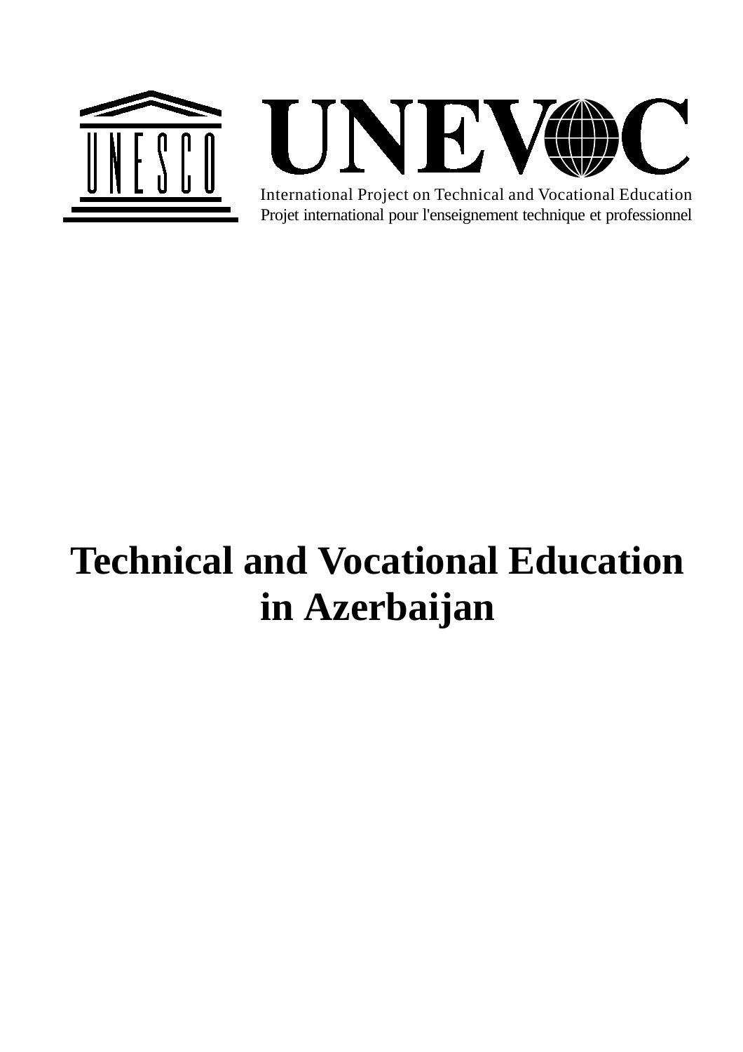UNESCO

UNEVOC

International Project on Technical and Vocational Education

Projet international pour l'enseignement technique et professionnel

# Technical and Vocational Education in Azerbaijan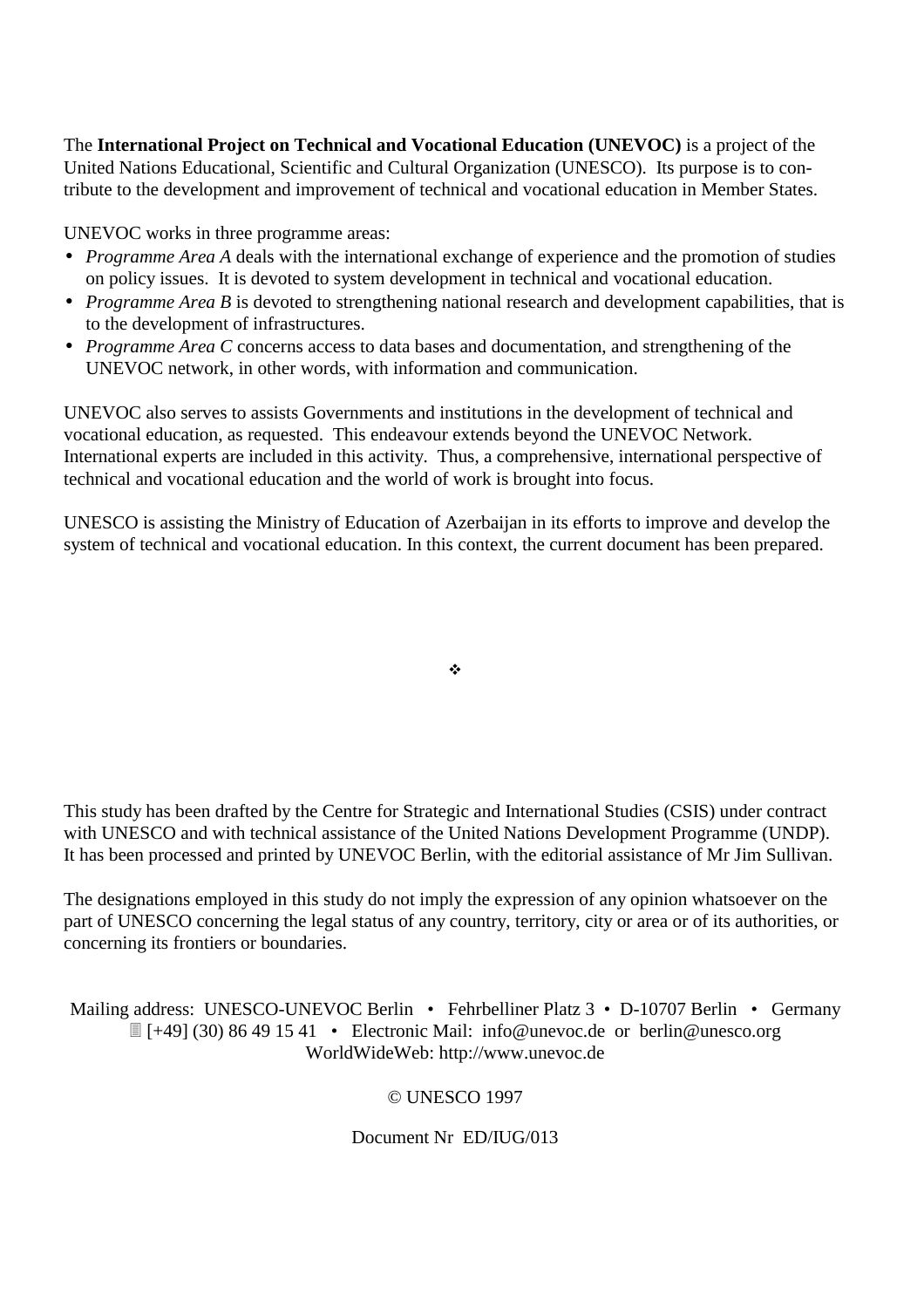The **International Project on Technical and Vocational Education (UNEVOC)** is a project of the United Nations Educational, Scientific and Cultural Organization (UNESCO). Its purpose is to contribute to the development and improvement of technical and vocational education in Member States.

UNEVOC works in three programme areas:

- *Programme Area A* deals with the international exchange of experience and the promotion of studies on policy issues. It is devoted to system development in technical and vocational education.
- *Programme Area B* is devoted to strengthening national research and development capabilities, that is to the development of infrastructures.
- *Programme Area C* concerns access to data bases and documentation, and strengthening of the UNEVOC network, in other words, with information and communication.

UNEVOC also serves to assists Governments and institutions in the development of technical and vocational education, as requested. This endeavour extends beyond the UNEVOC Network. International experts are included in this activity. Thus, a comprehensive, international perspective of technical and vocational education and the world of work is brought into focus.

UNESCO is assisting the Ministry of Education of Azerbaijan in its efforts to improve and develop the system of technical and vocational education. In this context, the current document has been prepared.

❖

This study has been drafted by the Centre for Strategic and International Studies (CSIS) under contract with UNESCO and with technical assistance of the United Nations Development Programme (UNDP). It has been processed and printed by UNEVOC Berlin, with the editorial assistance of Mr Jim Sullivan.

The designations employed in this study do not imply the expression of any opinion whatsoever on the part of UNESCO concerning the legal status of any country, territory, city or area or of its authorities, or concerning its frontiers or boundaries.

Mailing address: UNESCO-UNEVOC Berlin • Fehrbelliner Platz 3 • D-10707 Berlin • Germany
[+49] (30) 86 49 15 41 • Electronic Mail: info@unevoc.de or berlin@unesco.org
WorldWideWeb: http://www.unevoc.de

© UNESCO 1997

Document Nr ED/IUG/013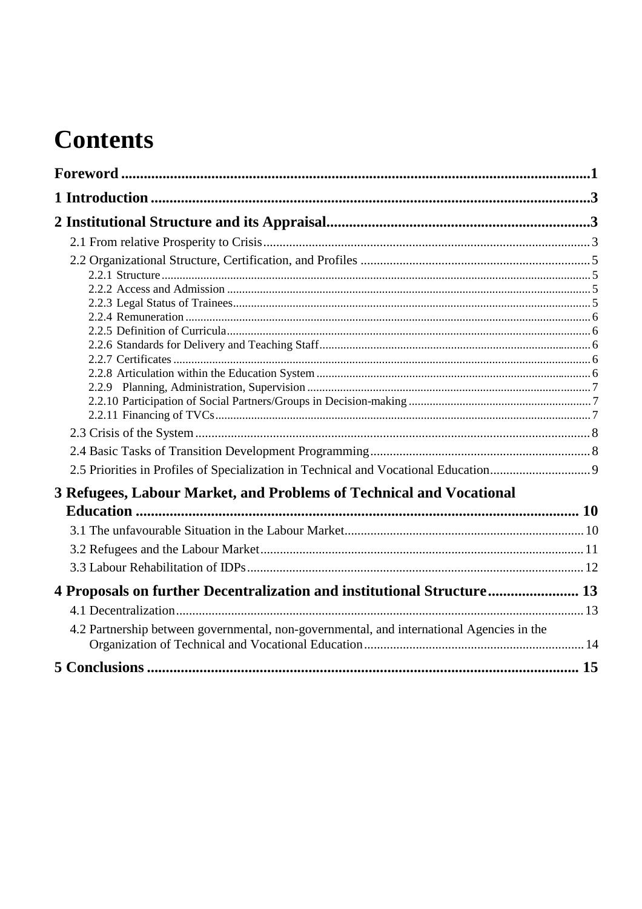# Contents

**Foreword** .......... 1

**1 Introduction** .......... 3

**2 Institutional Structure and its Appraisal** .......... 3

- 2.1 From relative Prosperity to Crisis .......... 3
- 2.2 Organizational Structure, Certification, and Profiles .......... 5
  - 2.2.1 Structure .......... 5
  - 2.2.2 Access and Admission .......... 5
  - 2.2.3 Legal Status of Trainees .......... 5
  - 2.2.4 Remuneration .......... 6
  - 2.2.5 Definition of Curricula .......... 6
  - 2.2.6 Standards for Delivery and Teaching Staff .......... 6
  - 2.2.7 Certificates .......... 6
  - 2.2.8 Articulation within the Education System .......... 6
  - 2.2.9 Planning, Administration, Supervision .......... 7
  - 2.2.10 Participation of Social Partners/Groups in Decision-making .......... 7
  - 2.2.11 Financing of TVCs .......... 7
- 2.3 Crisis of the System .......... 8
- 2.4 Basic Tasks of Transition Development Programming .......... 8
- 2.5 Priorities in Profiles of Specialization in Technical and Vocational Education .......... 9

**3 Refugees, Labour Market, and Problems of Technical and Vocational Education** .......... 10

- 3.1 The unfavourable Situation in the Labour Market .......... 10
- 3.2 Refugees and the Labour Market .......... 11
- 3.3 Labour Rehabilitation of IDPs .......... 12

**4 Proposals on further Decentralization and institutional Structure** .......... 13

- 4.1 Decentralization .......... 13
- 4.2 Partnership between governmental, non-governmental, and international Agencies in the Organization of Technical and Vocational Education .......... 14

**5 Conclusions** .......... 15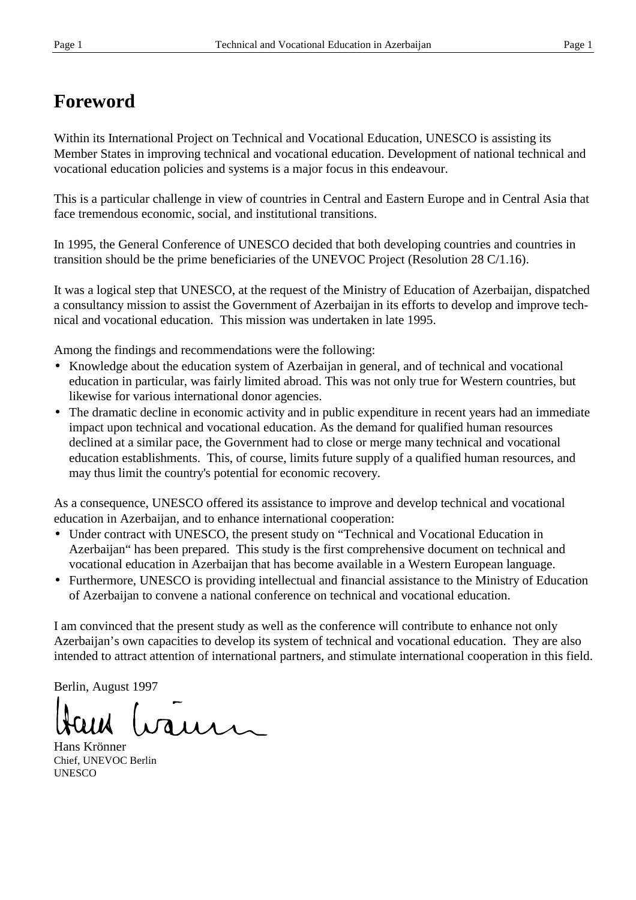# Foreword

Within its International Project on Technical and Vocational Education, UNESCO is assisting its Member States in improving technical and vocational education. Development of national technical and vocational education policies and systems is a major focus in this endeavour.

This is a particular challenge in view of countries in Central and Eastern Europe and in Central Asia that face tremendous economic, social, and institutional transitions.

In 1995, the General Conference of UNESCO decided that both developing countries and countries in transition should be the prime beneficiaries of the UNEVOC Project (Resolution 28 C/1.16).

It was a logical step that UNESCO, at the request of the Ministry of Education of Azerbaijan, dispatched a consultancy mission to assist the Government of Azerbaijan in its efforts to develop and improve technical and vocational education. This mission was undertaken in late 1995.

Among the findings and recommendations were the following:

- Knowledge about the education system of Azerbaijan in general, and of technical and vocational education in particular, was fairly limited abroad. This was not only true for Western countries, but likewise for various international donor agencies.
- The dramatic decline in economic activity and in public expenditure in recent years had an immediate impact upon technical and vocational education. As the demand for qualified human resources declined at a similar pace, the Government had to close or merge many technical and vocational education establishments. This, of course, limits future supply of a qualified human resources, and may thus limit the country's potential for economic recovery.

As a consequence, UNESCO offered its assistance to improve and develop technical and vocational education in Azerbaijan, and to enhance international cooperation:

- Under contract with UNESCO, the present study on "Technical and Vocational Education in Azerbaijan" has been prepared. This study is the first comprehensive document on technical and vocational education in Azerbaijan that has become available in a Western European language.
- Furthermore, UNESCO is providing intellectual and financial assistance to the Ministry of Education of Azerbaijan to convene a national conference on technical and vocational education.

I am convinced that the present study as well as the conference will contribute to enhance not only Azerbaijan's own capacities to develop its system of technical and vocational education. They are also intended to attract attention of international partners, and stimulate international cooperation in this field.

Berlin, August 1997

Hans Krönner
Chief, UNEVOC Berlin
UNESCO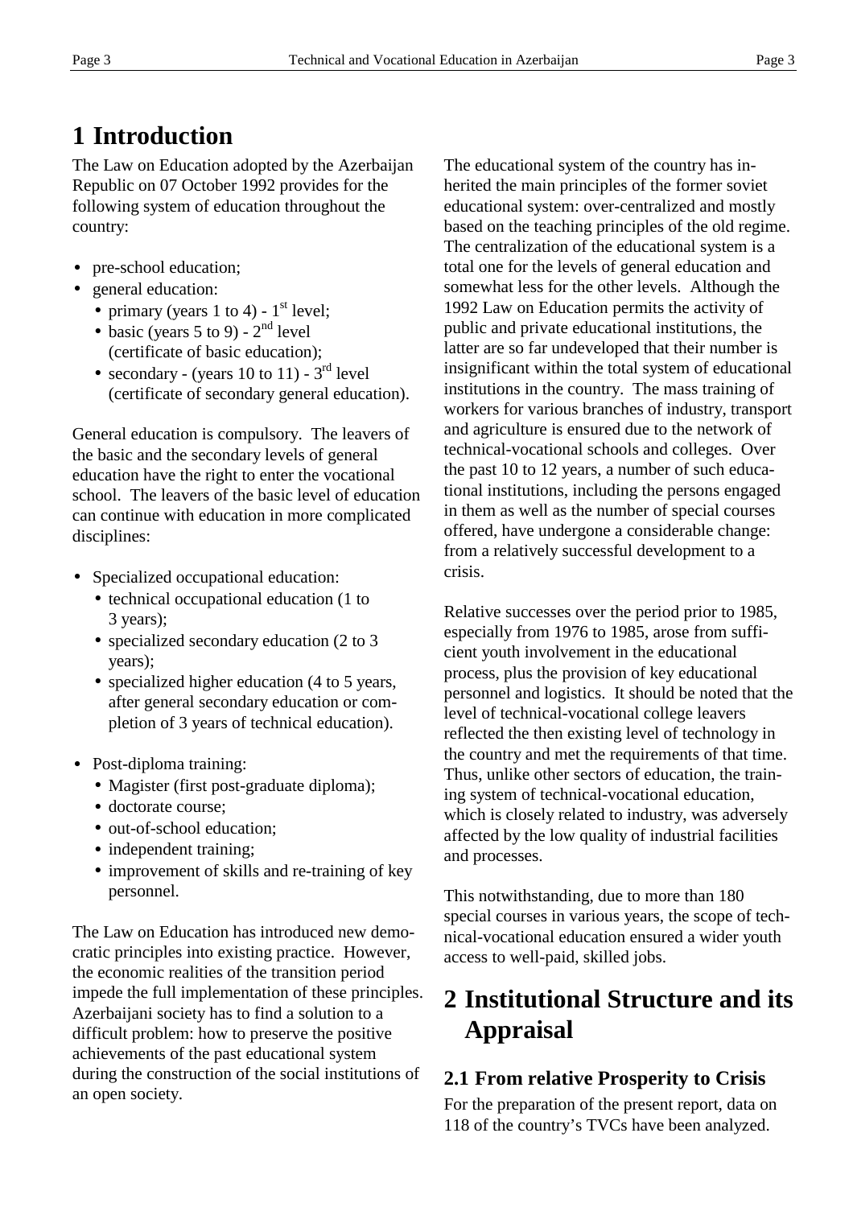# 1 Introduction

The Law on Education adopted by the Azerbaijan Republic on 07 October 1992 provides for the following system of education throughout the country:

- pre-school education;
- general education:
  - primary (years 1 to 4) - 1st level;
  - basic (years 5 to 9) - 2nd level (certificate of basic education);
  - secondary - (years 10 to 11) - 3rd level (certificate of secondary general education).

General education is compulsory. The leavers of the basic and the secondary levels of general education have the right to enter the vocational school. The leavers of the basic level of education can continue with education in more complicated disciplines:

- Specialized occupational education:
  - technical occupational education (1 to 3 years);
  - specialized secondary education (2 to 3 years);
  - specialized higher education (4 to 5 years, after general secondary education or completion of 3 years of technical education).
- Post-diploma training:
  - Magister (first post-graduate diploma);
  - doctorate course;
  - out-of-school education;
  - independent training;
  - improvement of skills and re-training of key personnel.

The Law on Education has introduced new democratic principles into existing practice. However, the economic realities of the transition period impede the full implementation of these principles. Azerbaijani society has to find a solution to a difficult problem: how to preserve the positive achievements of the past educational system during the construction of the social institutions of an open society.

The educational system of the country has inherited the main principles of the former soviet educational system: over-centralized and mostly based on the teaching principles of the old regime. The centralization of the educational system is a total one for the levels of general education and somewhat less for the other levels. Although the 1992 Law on Education permits the activity of public and private educational institutions, the latter are so far undeveloped that their number is insignificant within the total system of educational institutions in the country. The mass training of workers for various branches of industry, transport and agriculture is ensured due to the network of technical-vocational schools and colleges. Over the past 10 to 12 years, a number of such educational institutions, including the persons engaged in them as well as the number of special courses offered, have undergone a considerable change: from a relatively successful development to a crisis.

Relative successes over the period prior to 1985, especially from 1976 to 1985, arose from sufficient youth involvement in the educational process, plus the provision of key educational personnel and logistics. It should be noted that the level of technical-vocational college leavers reflected the then existing level of technology in the country and met the requirements of that time. Thus, unlike other sectors of education, the training system of technical-vocational education, which is closely related to industry, was adversely affected by the low quality of industrial facilities and processes.

This notwithstanding, due to more than 180 special courses in various years, the scope of technical-vocational education ensured a wider youth access to well-paid, skilled jobs.

# 2 Institutional Structure and its Appraisal

## 2.1 From relative Prosperity to Crisis

For the preparation of the present report, data on 118 of the country's TVCs have been analyzed.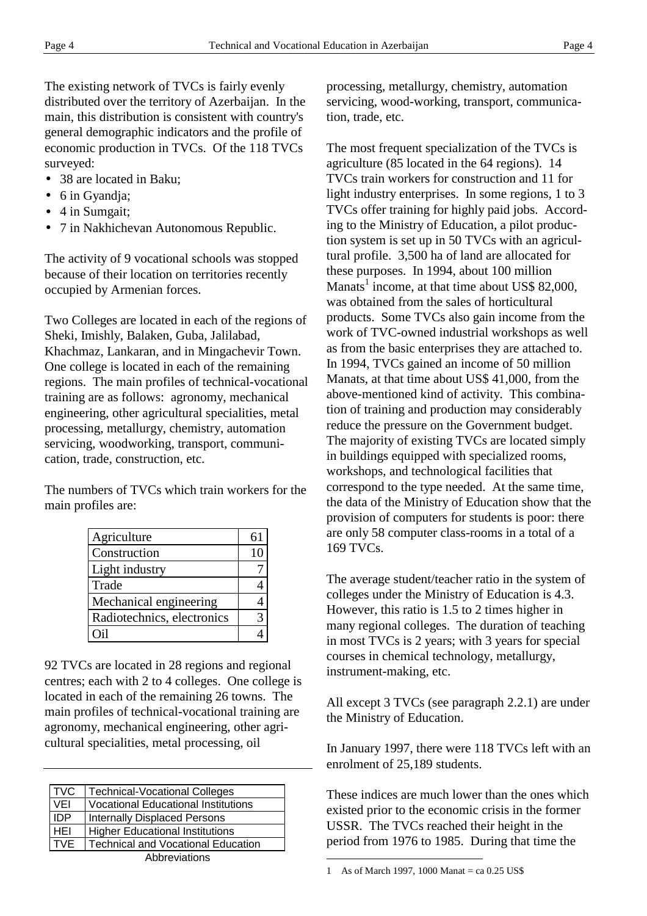The existing network of TVCs is fairly evenly distributed over the territory of Azerbaijan. In the main, this distribution is consistent with country's general demographic indicators and the profile of economic production in TVCs. Of the 118 TVCs surveyed:

- 38 are located in Baku;
- 6 in Gyandja;
- 4 in Sumgait;
- 7 in Nakhichevan Autonomous Republic.

The activity of 9 vocational schools was stopped because of their location on territories recently occupied by Armenian forces.

Two Colleges are located in each of the regions of Sheki, Imishly, Balaken, Guba, Jalilabad, Khachmaz, Lankaran, and in Mingachevir Town. One college is located in each of the remaining regions. The main profiles of technical-vocational training are as follows: agronomy, mechanical engineering, other agricultural specialities, metal processing, metallurgy, chemistry, automation servicing, woodworking, transport, communication, trade, construction, etc.

The numbers of TVCs which train workers for the main profiles are:

| Profile | Number |
|---|---|
| Agriculture | 61 |
| Construction | 10 |
| Light industry | 7 |
| Trade | 4 |
| Mechanical engineering | 4 |
| Radiotechnics, electronics | 3 |
| Oil | 4 |

92 TVCs are located in 28 regions and regional centres; each with 2 to 4 colleges. One college is located in each of the remaining 26 towns. The main profiles of technical-vocational training are agronomy, mechanical engineering, other agricultural specialities, metal processing, oil processing, metallurgy, chemistry, automation servicing, wood-working, transport, communication, trade, etc.

| Abbreviation | Meaning |
|---|---|
| TVC | Technical-Vocational Colleges |
| VEI | Vocational Educational Institutions |
| IDP | Internally Displaced Persons |
| HEI | Higher Educational Institutions |
| TVE | Technical and Vocational Education |

Abbreviations

The most frequent specialization of the TVCs is agriculture (85 located in the 64 regions). 14 TVCs train workers for construction and 11 for light industry enterprises. In some regions, 1 to 3 TVCs offer training for highly paid jobs. According to the Ministry of Education, a pilot production system is set up in 50 TVCs with an agricultural profile. 3,500 ha of land are allocated for these purposes. In 1994, about 100 million Manats[1] income, at that time about US$ 82,000, was obtained from the sales of horticultural products. Some TVCs also gain income from the work of TVC-owned industrial workshops as well as from the basic enterprises they are attached to. In 1994, TVCs gained an income of 50 million Manats, at that time about US$ 41,000, from the above-mentioned kind of activity. This combination of training and production may considerably reduce the pressure on the Government budget. The majority of existing TVCs are located simply in buildings equipped with specialized rooms, workshops, and technological facilities that correspond to the type needed. At the same time, the data of the Ministry of Education show that the provision of computers for students is poor: there are only 58 computer class-rooms in a total of a 169 TVCs.

The average student/teacher ratio in the system of colleges under the Ministry of Education is 4.3. However, this ratio is 1.5 to 2 times higher in many regional colleges. The duration of teaching in most TVCs is 2 years; with 3 years for special courses in chemical technology, metallurgy, instrument-making, etc.

All except 3 TVCs (see paragraph 2.2.1) are under the Ministry of Education.

In January 1997, there were 118 TVCs left with an enrolment of 25,189 students.

These indices are much lower than the ones which existed prior to the economic crisis in the former USSR. The TVCs reached their height in the period from 1976 to 1985. During that time the

[1] As of March 1997, 1000 Manat = ca 0.25 US$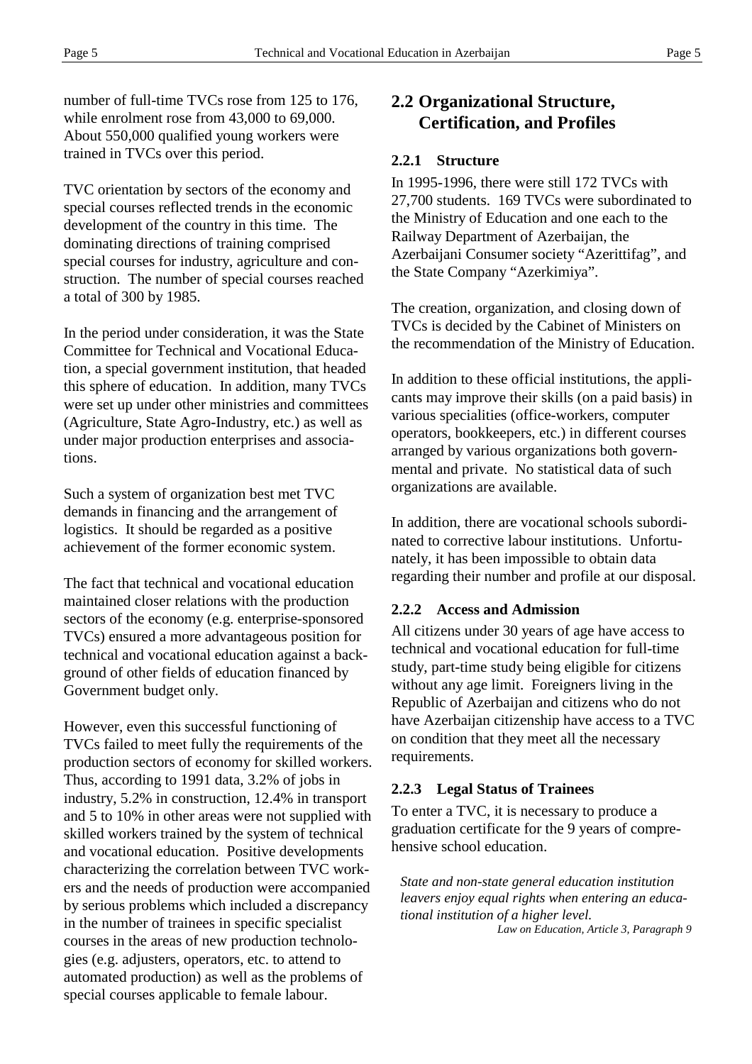number of full-time TVCs rose from 125 to 176, while enrolment rose from 43,000 to 69,000. About 550,000 qualified young workers were trained in TVCs over this period.

TVC orientation by sectors of the economy and special courses reflected trends in the economic development of the country in this time. The dominating directions of training comprised special courses for industry, agriculture and construction. The number of special courses reached a total of 300 by 1985.

In the period under consideration, it was the State Committee for Technical and Vocational Education, a special government institution, that headed this sphere of education. In addition, many TVCs were set up under other ministries and committees (Agriculture, State Agro-Industry, etc.) as well as under major production enterprises and associations.

Such a system of organization best met TVC demands in financing and the arrangement of logistics. It should be regarded as a positive achievement of the former economic system.

The fact that technical and vocational education maintained closer relations with the production sectors of the economy (e.g. enterprise-sponsored TVCs) ensured a more advantageous position for technical and vocational education against a background of other fields of education financed by Government budget only.

However, even this successful functioning of TVCs failed to meet fully the requirements of the production sectors of economy for skilled workers. Thus, according to 1991 data, 3.2% of jobs in industry, 5.2% in construction, 12.4% in transport and 5 to 10% in other areas were not supplied with skilled workers trained by the system of technical and vocational education. Positive developments characterizing the correlation between TVC workers and the needs of production were accompanied by serious problems which included a discrepancy in the number of trainees in specific specialist courses in the areas of new production technologies (e.g. adjusters, operators, etc. to attend to automated production) as well as the problems of special courses applicable to female labour.

## 2.2 Organizational Structure, Certification, and Profiles

### 2.2.1 Structure

In 1995-1996, there were still 172 TVCs with 27,700 students. 169 TVCs were subordinated to the Ministry of Education and one each to the Railway Department of Azerbaijan, the Azerbaijani Consumer society "Azerittifag", and the State Company "Azerkimiya".

The creation, organization, and closing down of TVCs is decided by the Cabinet of Ministers on the recommendation of the Ministry of Education.

In addition to these official institutions, the applicants may improve their skills (on a paid basis) in various specialities (office-workers, computer operators, bookkeepers, etc.) in different courses arranged by various organizations both governmental and private. No statistical data of such organizations are available.

In addition, there are vocational schools subordinated to corrective labour institutions. Unfortunately, it has been impossible to obtain data regarding their number and profile at our disposal.

### 2.2.2 Access and Admission

All citizens under 30 years of age have access to technical and vocational education for full-time study, part-time study being eligible for citizens without any age limit. Foreigners living in the Republic of Azerbaijan and citizens who do not have Azerbaijan citizenship have access to a TVC on condition that they meet all the necessary requirements.

### 2.2.3 Legal Status of Trainees

To enter a TVC, it is necessary to produce a graduation certificate for the 9 years of comprehensive school education.

> *State and non-state general education institution leavers enjoy equal rights when entering an educational institution of a higher level.*
>
> *Law on Education, Article 3, Paragraph 9*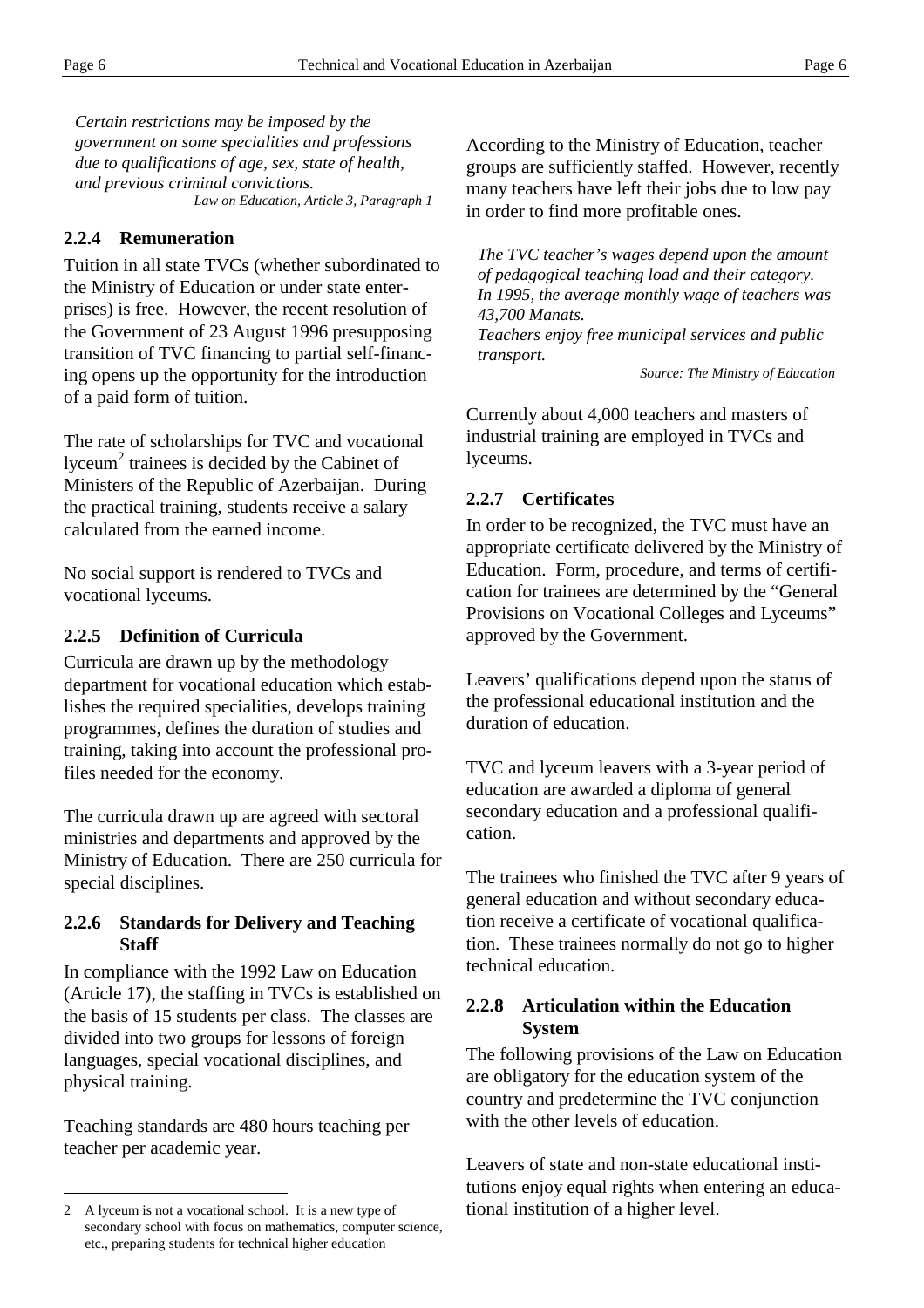*Certain restrictions may be imposed by the government on some specialities and professions due to qualifications of age, sex, state of health, and previous criminal convictions.*
*Law on Education, Article 3, Paragraph 1*

### 2.2.4 Remuneration

Tuition in all state TVCs (whether subordinated to the Ministry of Education or under state enterprises) is free. However, the recent resolution of the Government of 23 August 1996 presupposing transition of TVC financing to partial self-financing opens up the opportunity for the introduction of a paid form of tuition.

The rate of scholarships for TVC and vocational lyceum[2] trainees is decided by the Cabinet of Ministers of the Republic of Azerbaijan. During the practical training, students receive a salary calculated from the earned income.

No social support is rendered to TVCs and vocational lyceums.

### 2.2.5 Definition of Curricula

Curricula are drawn up by the methodology department for vocational education which establishes the required specialities, develops training programmes, defines the duration of studies and training, taking into account the professional profiles needed for the economy.

The curricula drawn up are agreed with sectoral ministries and departments and approved by the Ministry of Education. There are 250 curricula for special disciplines.

### 2.2.6 Standards for Delivery and Teaching Staff

In compliance with the 1992 Law on Education (Article 17), the staffing in TVCs is established on the basis of 15 students per class. The classes are divided into two groups for lessons of foreign languages, special vocational disciplines, and physical training.

Teaching standards are 480 hours teaching per teacher per academic year.

According to the Ministry of Education, teacher groups are sufficiently staffed. However, recently many teachers have left their jobs due to low pay in order to find more profitable ones.

*The TVC teacher's wages depend upon the amount of pedagogical teaching load and their category.*
*In 1995, the average monthly wage of teachers was 43,700 Manats.*
*Teachers enjoy free municipal services and public transport.*
*Source: The Ministry of Education*

Currently about 4,000 teachers and masters of industrial training are employed in TVCs and lyceums.

### 2.2.7 Certificates

In order to be recognized, the TVC must have an appropriate certificate delivered by the Ministry of Education. Form, procedure, and terms of certification for trainees are determined by the "General Provisions on Vocational Colleges and Lyceums" approved by the Government.

Leavers' qualifications depend upon the status of the professional educational institution and the duration of education.

TVC and lyceum leavers with a 3-year period of education are awarded a diploma of general secondary education and a professional qualification.

The trainees who finished the TVC after 9 years of general education and without secondary education receive a certificate of vocational qualification. These trainees normally do not go to higher technical education.

### 2.2.8 Articulation within the Education System

The following provisions of the Law on Education are obligatory for the education system of the country and predetermine the TVC conjunction with the other levels of education.

Leavers of state and non-state educational institutions enjoy equal rights when entering an educational institution of a higher level.

---

[2] A lyceum is not a vocational school. It is a new type of secondary school with focus on mathematics, computer science, etc., preparing students for technical higher education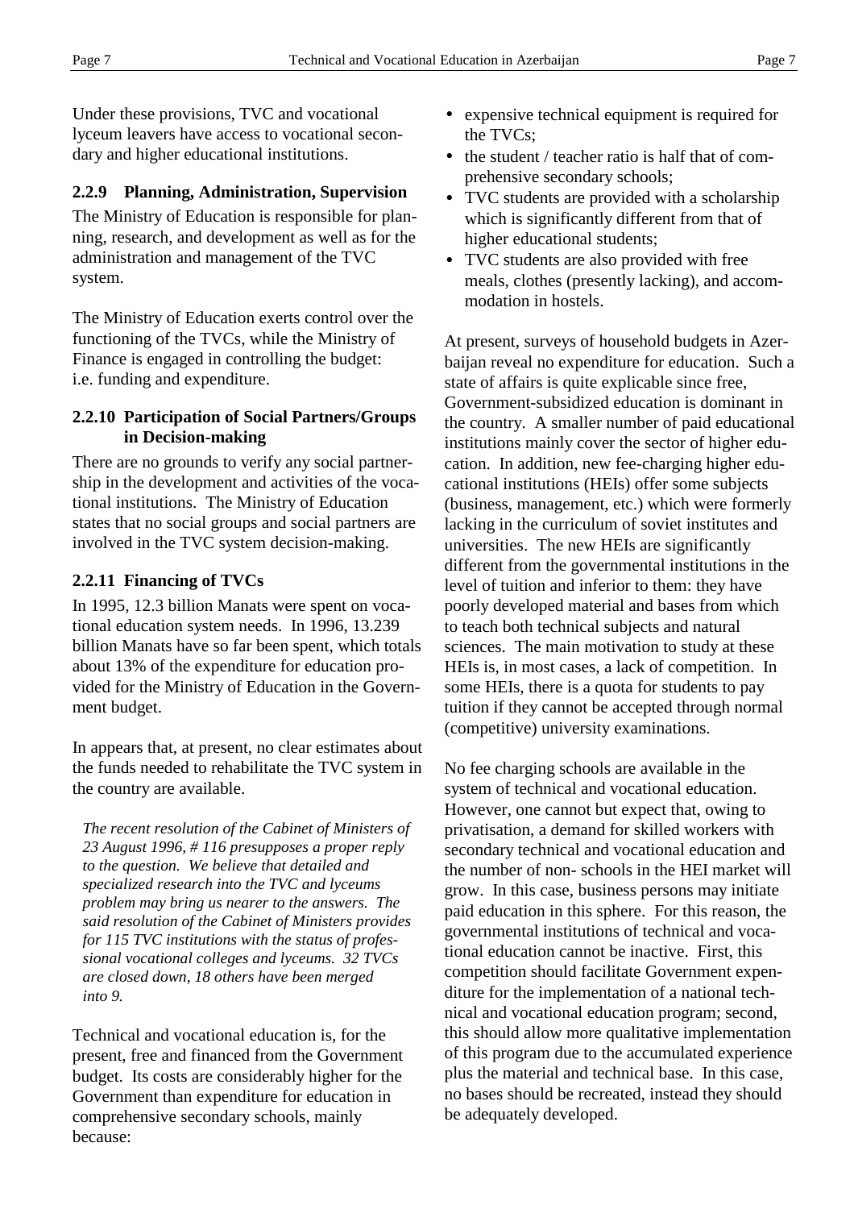Under these provisions, TVC and vocational lyceum leavers have access to vocational secondary and higher educational institutions.

### 2.2.9 Planning, Administration, Supervision

The Ministry of Education is responsible for planning, research, and development as well as for the administration and management of the TVC system.

The Ministry of Education exerts control over the functioning of the TVCs, while the Ministry of Finance is engaged in controlling the budget: i.e. funding and expenditure.

### 2.2.10 Participation of Social Partners/Groups in Decision-making

There are no grounds to verify any social partnership in the development and activities of the vocational institutions. The Ministry of Education states that no social groups and social partners are involved in the TVC system decision-making.

### 2.2.11 Financing of TVCs

In 1995, 12.3 billion Manats were spent on vocational education system needs. In 1996, 13.239 billion Manats have so far been spent, which totals about 13% of the expenditure for education provided for the Ministry of Education in the Government budget.

In appears that, at present, no clear estimates about the funds needed to rehabilitate the TVC system in the country are available.

*The recent resolution of the Cabinet of Ministers of 23 August 1996, # 116 presupposes a proper reply to the question. We believe that detailed and specialized research into the TVC and lyceums problem may bring us nearer to the answers. The said resolution of the Cabinet of Ministers provides for 115 TVC institutions with the status of professional vocational colleges and lyceums. 32 TVCs are closed down, 18 others have been merged into 9.*

Technical and vocational education is, for the present, free and financed from the Government budget. Its costs are considerably higher for the Government than expenditure for education in comprehensive secondary schools, mainly because:

- expensive technical equipment is required for the TVCs;
- the student / teacher ratio is half that of comprehensive secondary schools;
- TVC students are provided with a scholarship which is significantly different from that of higher educational students;
- TVC students are also provided with free meals, clothes (presently lacking), and accommodation in hostels.

At present, surveys of household budgets in Azerbaijan reveal no expenditure for education. Such a state of affairs is quite explicable since free, Government-subsidized education is dominant in the country. A smaller number of paid educational institutions mainly cover the sector of higher education. In addition, new fee-charging higher educational institutions (HEIs) offer some subjects (business, management, etc.) which were formerly lacking in the curriculum of soviet institutes and universities. The new HEIs are significantly different from the governmental institutions in the level of tuition and inferior to them: they have poorly developed material and bases from which to teach both technical subjects and natural sciences. The main motivation to study at these HEIs is, in most cases, a lack of competition. In some HEIs, there is a quota for students to pay tuition if they cannot be accepted through normal (competitive) university examinations.

No fee charging schools are available in the system of technical and vocational education. However, one cannot but expect that, owing to privatisation, a demand for skilled workers with secondary technical and vocational education and the number of non- schools in the HEI market will grow. In this case, business persons may initiate paid education in this sphere. For this reason, the governmental institutions of technical and vocational education cannot be inactive. First, this competition should facilitate Government expenditure for the implementation of a national technical and vocational education program; second, this should allow more qualitative implementation of this program due to the accumulated experience plus the material and technical base. In this case, no bases should be recreated, instead they should be adequately developed.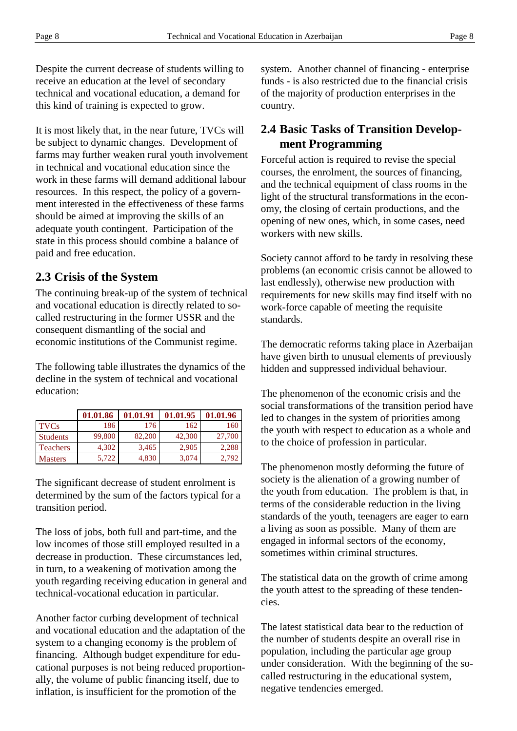Despite the current decrease of students willing to receive an education at the level of secondary technical and vocational education, a demand for this kind of training is expected to grow.

It is most likely that, in the near future, TVCs will be subject to dynamic changes. Development of farms may further weaken rural youth involvement in technical and vocational education since the work in these farms will demand additional labour resources. In this respect, the policy of a government interested in the effectiveness of these farms should be aimed at improving the skills of an adequate youth contingent. Participation of the state in this process should combine a balance of paid and free education.

## 2.3 Crisis of the System

The continuing break-up of the system of technical and vocational education is directly related to so-called restructuring in the former USSR and the consequent dismantling of the social and economic institutions of the Communist regime.

The following table illustrates the dynamics of the decline in the system of technical and vocational education:

| | 01.01.86 | 01.01.91 | 01.01.95 | 01.01.96 |
|---|---|---|---|---|
| TVCs | 186 | 176 | 162 | 160 |
| Students | 99,800 | 82,200 | 42,300 | 27,700 |
| Teachers | 4,302 | 3,465 | 2,905 | 2,288 |
| Masters | 5,722 | 4,830 | 3,074 | 2,792 |

The significant decrease of student enrolment is determined by the sum of the factors typical for a transition period.

The loss of jobs, both full and part-time, and the low incomes of those still employed resulted in a decrease in production. These circumstances led, in turn, to a weakening of motivation among the youth regarding receiving education in general and technical-vocational education in particular.

Another factor curbing development of technical and vocational education and the adaptation of the system to a changing economy is the problem of financing. Although budget expenditure for educational purposes is not being reduced proportionally, the volume of public financing itself, due to inflation, is insufficient for the promotion of the system. Another channel of financing - enterprise funds - is also restricted due to the financial crisis of the majority of production enterprises in the country.

## 2.4 Basic Tasks of Transition Development Programming

Forceful action is required to revise the special courses, the enrolment, the sources of financing, and the technical equipment of class rooms in the light of the structural transformations in the economy, the closing of certain productions, and the opening of new ones, which, in some cases, need workers with new skills.

Society cannot afford to be tardy in resolving these problems (an economic crisis cannot be allowed to last endlessly), otherwise new production with requirements for new skills may find itself with no work-force capable of meeting the requisite standards.

The democratic reforms taking place in Azerbaijan have given birth to unusual elements of previously hidden and suppressed individual behaviour.

The phenomenon of the economic crisis and the social transformations of the transition period have led to changes in the system of priorities among the youth with respect to education as a whole and to the choice of profession in particular.

The phenomenon mostly deforming the future of society is the alienation of a growing number of the youth from education. The problem is that, in terms of the considerable reduction in the living standards of the youth, teenagers are eager to earn a living as soon as possible. Many of them are engaged in informal sectors of the economy, sometimes within criminal structures.

The statistical data on the growth of crime among the youth attest to the spreading of these tendencies.

The latest statistical data bear to the reduction of the number of students despite an overall rise in population, including the particular age group under consideration. With the beginning of the so-called restructuring in the educational system, negative tendencies emerged.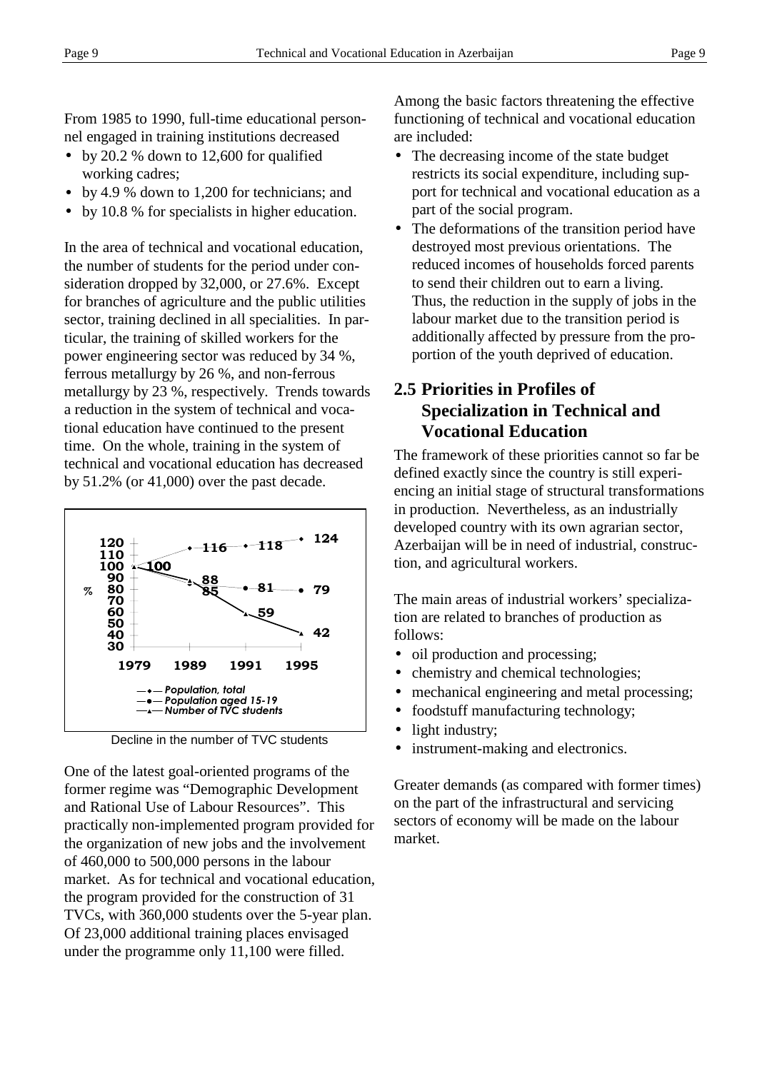From 1985 to 1990, full-time educational personnel engaged in training institutions decreased

- by 20.2 % down to 12,600 for qualified working cadres;
- by 4.9 % down to 1,200 for technicians; and
- by 10.8 % for specialists in higher education.

In the area of technical and vocational education, the number of students for the period under consideration dropped by 32,000, or 27.6%. Except for branches of agriculture and the public utilities sector, training declined in all specialities. In particular, the training of skilled workers for the power engineering sector was reduced by 34 %, ferrous metallurgy by 26 %, and non-ferrous metallurgy by 23 %, respectively. Trends towards a reduction in the system of technical and vocational education have continued to the present time. On the whole, training in the system of technical and vocational education has decreased by 51.2% (or 41,000) over the past decade.

| % | 1979 | 1989 | 1991 | 1995 |
|---|---|---|---|---|
| Population, total | 100 | 116 | 118 | 124 |
| Population aged 15-19 | 100 | 85 | 81 | 79 |
| Number of TVC students | 100 | 88 | 59 | 42 |

Decline in the number of TVC students

One of the latest goal-oriented programs of the former regime was "Demographic Development and Rational Use of Labour Resources". This practically non-implemented program provided for the organization of new jobs and the involvement of 460,000 to 500,000 persons in the labour market. As for technical and vocational education, the program provided for the construction of 31 TVCs, with 360,000 students over the 5-year plan. Of 23,000 additional training places envisaged under the programme only 11,100 were filled.

Among the basic factors threatening the effective functioning of technical and vocational education are included:

- The decreasing income of the state budget restricts its social expenditure, including support for technical and vocational education as a part of the social program.
- The deformations of the transition period have destroyed most previous orientations. The reduced incomes of households forced parents to send their children out to earn a living. Thus, the reduction in the supply of jobs in the labour market due to the transition period is additionally affected by pressure from the proportion of the youth deprived of education.

## 2.5 Priorities in Profiles of Specialization in Technical and Vocational Education

The framework of these priorities cannot so far be defined exactly since the country is still experiencing an initial stage of structural transformations in production. Nevertheless, as an industrially developed country with its own agrarian sector, Azerbaijan will be in need of industrial, construction, and agricultural workers.

The main areas of industrial workers' specialization are related to branches of production as follows:

- oil production and processing;
- chemistry and chemical technologies;
- mechanical engineering and metal processing;
- foodstuff manufacturing technology;
- light industry;
- instrument-making and electronics.

Greater demands (as compared with former times) on the part of the infrastructural and servicing sectors of economy will be made on the labour market.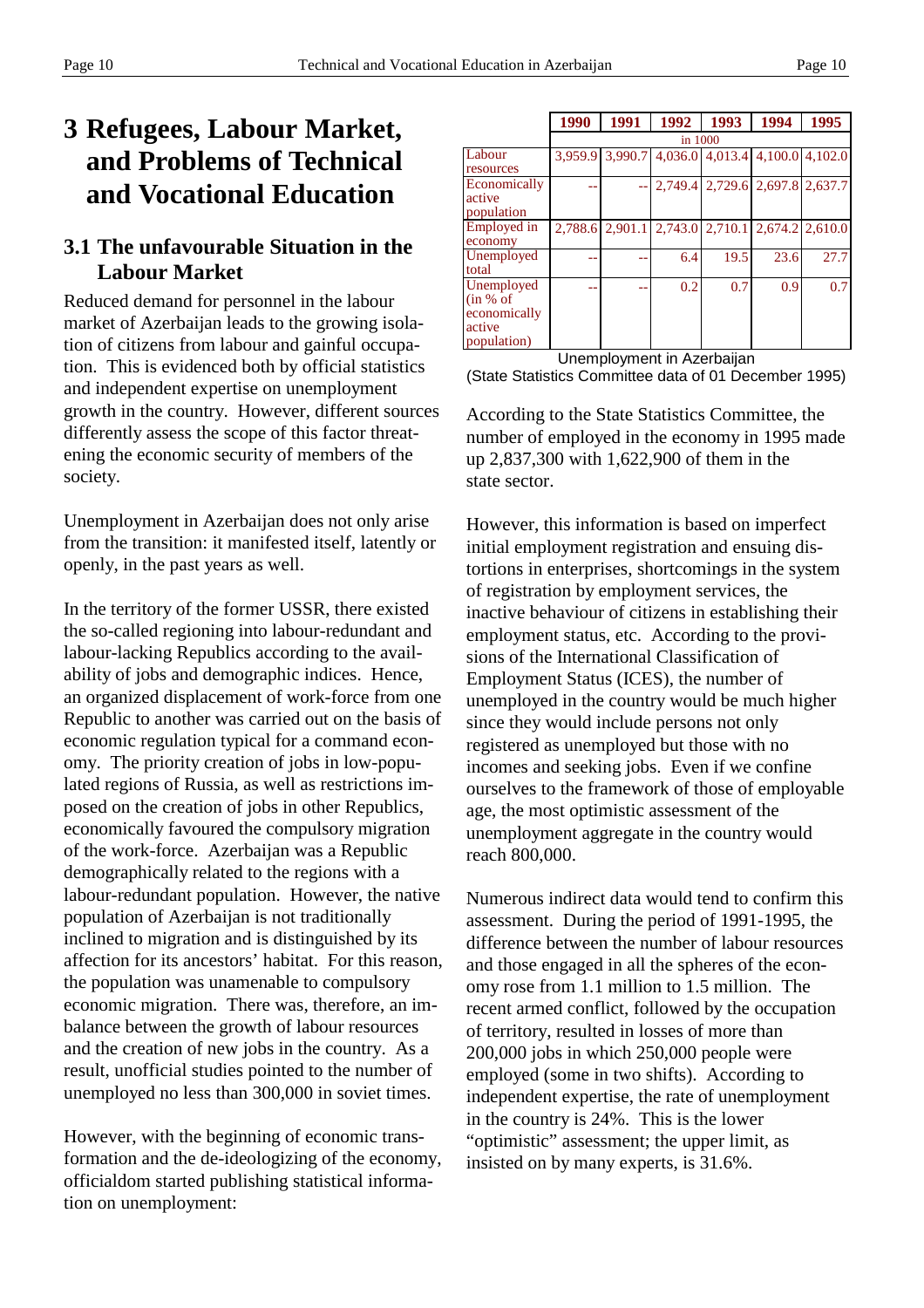# 3 Refugees, Labour Market, and Problems of Technical and Vocational Education

## 3.1 The unfavourable Situation in the Labour Market

Reduced demand for personnel in the labour market of Azerbaijan leads to the growing isolation of citizens from labour and gainful occupation. This is evidenced both by official statistics and independent expertise on unemployment growth in the country. However, different sources differently assess the scope of this factor threatening the economic security of members of the society.

Unemployment in Azerbaijan does not only arise from the transition: it manifested itself, latently or openly, in the past years as well.

In the territory of the former USSR, there existed the so-called regioning into labour-redundant and labour-lacking Republics according to the availability of jobs and demographic indices. Hence, an organized displacement of work-force from one Republic to another was carried out on the basis of economic regulation typical for a command economy. The priority creation of jobs in low-populated regions of Russia, as well as restrictions imposed on the creation of jobs in other Republics, economically favoured the compulsory migration of the work-force. Azerbaijan was a Republic demographically related to the regions with a labour-redundant population. However, the native population of Azerbaijan is not traditionally inclined to migration and is distinguished by its affection for its ancestors' habitat. For this reason, the population was unamenable to compulsory economic migration. There was, therefore, an imbalance between the growth of labour resources and the creation of new jobs in the country. As a result, unofficial studies pointed to the number of unemployed no less than 300,000 in soviet times.

However, with the beginning of economic transformation and the de-ideologizing of the economy, officialdom started publishing statistical information on unemployment:

| | 1990 | 1991 | 1992 | 1993 | 1994 | 1995 |
|---|---|---|---|---|---|---|
| | in 1000 | | | | | |
| Labour resources | 3,959.9 | 3,990.7 | 4,036.0 | 4,013.4 | 4,100.0 | 4,102.0 |
| Economically active population | -- | -- | 2,749.4 | 2,729.6 | 2,697.8 | 2,637.7 |
| Employed in economy | 2,788.6 | 2,901.1 | 2,743.0 | 2,710.1 | 2,674.2 | 2,610.0 |
| Unemployed total | -- | -- | 6.4 | 19.5 | 23.6 | 27.7 |
| Unemployed (in % of economically active population) | -- | -- | 0.2 | 0.7 | 0.9 | 0.7 |

Unemployment in Azerbaijan
(State Statistics Committee data of 01 December 1995)

According to the State Statistics Committee, the number of employed in the economy in 1995 made up 2,837,300 with 1,622,900 of them in the state sector.

However, this information is based on imperfect initial employment registration and ensuing distortions in enterprises, shortcomings in the system of registration by employment services, the inactive behaviour of citizens in establishing their employment status, etc. According to the provisions of the International Classification of Employment Status (ICES), the number of unemployed in the country would be much higher since they would include persons not only registered as unemployed but those with no incomes and seeking jobs. Even if we confine ourselves to the framework of those of employable age, the most optimistic assessment of the unemployment aggregate in the country would reach 800,000.

Numerous indirect data would tend to confirm this assessment. During the period of 1991-1995, the difference between the number of labour resources and those engaged in all the spheres of the economy rose from 1.1 million to 1.5 million. The recent armed conflict, followed by the occupation of territory, resulted in losses of more than 200,000 jobs in which 250,000 people were employed (some in two shifts). According to independent expertise, the rate of unemployment in the country is 24%. This is the lower "optimistic" assessment; the upper limit, as insisted on by many experts, is 31.6%.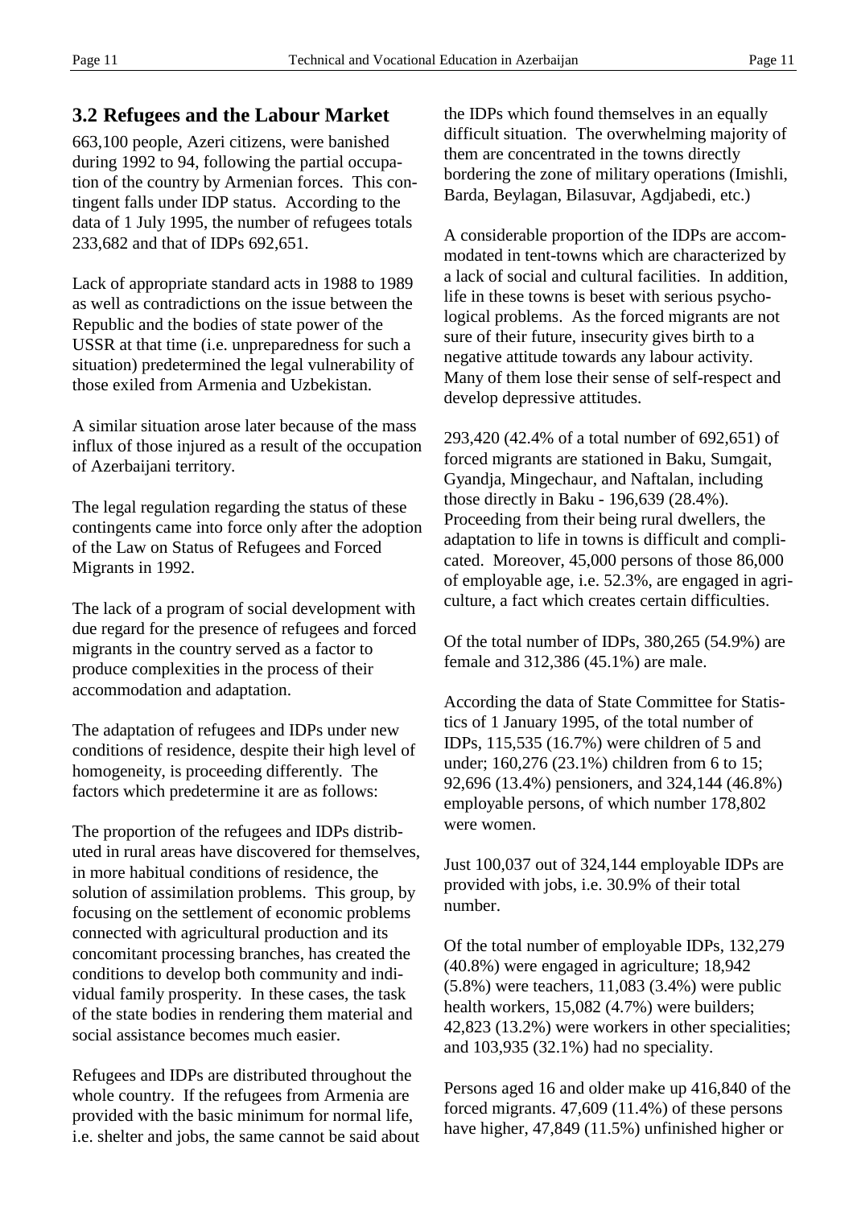## 3.2 Refugees and the Labour Market

663,100 people, Azeri citizens, were banished during 1992 to 94, following the partial occupation of the country by Armenian forces. This contingent falls under IDP status. According to the data of 1 July 1995, the number of refugees totals 233,682 and that of IDPs 692,651.

Lack of appropriate standard acts in 1988 to 1989 as well as contradictions on the issue between the Republic and the bodies of state power of the USSR at that time (i.e. unpreparedness for such a situation) predetermined the legal vulnerability of those exiled from Armenia and Uzbekistan.

A similar situation arose later because of the mass influx of those injured as a result of the occupation of Azerbaijani territory.

The legal regulation regarding the status of these contingents came into force only after the adoption of the Law on Status of Refugees and Forced Migrants in 1992.

The lack of a program of social development with due regard for the presence of refugees and forced migrants in the country served as a factor to produce complexities in the process of their accommodation and adaptation.

The adaptation of refugees and IDPs under new conditions of residence, despite their high level of homogeneity, is proceeding differently. The factors which predetermine it are as follows:

The proportion of the refugees and IDPs distributed in rural areas have discovered for themselves, in more habitual conditions of residence, the solution of assimilation problems. This group, by focusing on the settlement of economic problems connected with agricultural production and its concomitant processing branches, has created the conditions to develop both community and individual family prosperity. In these cases, the task of the state bodies in rendering them material and social assistance becomes much easier.

Refugees and IDPs are distributed throughout the whole country. If the refugees from Armenia are provided with the basic minimum for normal life, i.e. shelter and jobs, the same cannot be said about the IDPs which found themselves in an equally difficult situation. The overwhelming majority of them are concentrated in the towns directly bordering the zone of military operations (Imishli, Barda, Beylagan, Bilasuvar, Agdjabedi, etc.)

A considerable proportion of the IDPs are accommodated in tent-towns which are characterized by a lack of social and cultural facilities. In addition, life in these towns is beset with serious psychological problems. As the forced migrants are not sure of their future, insecurity gives birth to a negative attitude towards any labour activity. Many of them lose their sense of self-respect and develop depressive attitudes.

293,420 (42.4% of a total number of 692,651) of forced migrants are stationed in Baku, Sumgait, Gyandja, Mingechaur, and Naftalan, including those directly in Baku - 196,639 (28.4%). Proceeding from their being rural dwellers, the adaptation to life in towns is difficult and complicated. Moreover, 45,000 persons of those 86,000 of employable age, i.e. 52.3%, are engaged in agriculture, a fact which creates certain difficulties.

Of the total number of IDPs, 380,265 (54.9%) are female and 312,386 (45.1%) are male.

According the data of State Committee for Statistics of 1 January 1995, of the total number of IDPs, 115,535 (16.7%) were children of 5 and under; 160,276 (23.1%) children from 6 to 15; 92,696 (13.4%) pensioners, and 324,144 (46.8%) employable persons, of which number 178,802 were women.

Just 100,037 out of 324,144 employable IDPs are provided with jobs, i.e. 30.9% of their total number.

Of the total number of employable IDPs, 132,279 (40.8%) were engaged in agriculture; 18,942 (5.8%) were teachers, 11,083 (3.4%) were public health workers, 15,082 (4.7%) were builders; 42,823 (13.2%) were workers in other specialities; and 103,935 (32.1%) had no speciality.

Persons aged 16 and older make up 416,840 of the forced migrants. 47,609 (11.4%) of these persons have higher, 47,849 (11.5%) unfinished higher or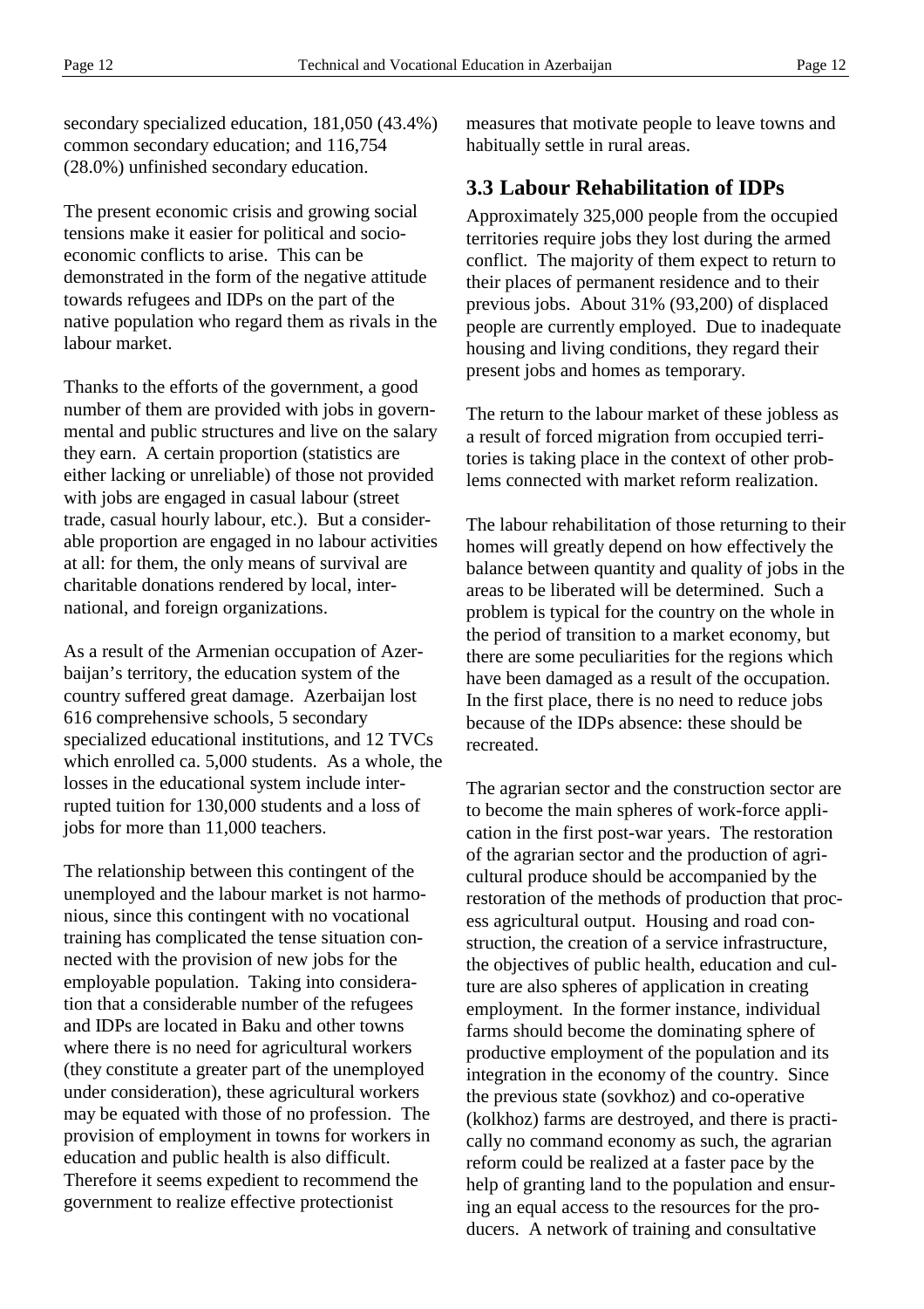secondary specialized education, 181,050 (43.4%) common secondary education; and 116,754 (28.0%) unfinished secondary education.

The present economic crisis and growing social tensions make it easier for political and socio-economic conflicts to arise. This can be demonstrated in the form of the negative attitude towards refugees and IDPs on the part of the native population who regard them as rivals in the labour market.

Thanks to the efforts of the government, a good number of them are provided with jobs in governmental and public structures and live on the salary they earn. A certain proportion (statistics are either lacking or unreliable) of those not provided with jobs are engaged in casual labour (street trade, casual hourly labour, etc.). But a considerable proportion are engaged in no labour activities at all: for them, the only means of survival are charitable donations rendered by local, international, and foreign organizations.

As a result of the Armenian occupation of Azerbaijan's territory, the education system of the country suffered great damage. Azerbaijan lost 616 comprehensive schools, 5 secondary specialized educational institutions, and 12 TVCs which enrolled ca. 5,000 students. As a whole, the losses in the educational system include interrupted tuition for 130,000 students and a loss of jobs for more than 11,000 teachers.

The relationship between this contingent of the unemployed and the labour market is not harmonious, since this contingent with no vocational training has complicated the tense situation connected with the provision of new jobs for the employable population. Taking into consideration that a considerable number of the refugees and IDPs are located in Baku and other towns where there is no need for agricultural workers (they constitute a greater part of the unemployed under consideration), these agricultural workers may be equated with those of no profession. The provision of employment in towns for workers in education and public health is also difficult. Therefore it seems expedient to recommend the government to realize effective protectionist measures that motivate people to leave towns and habitually settle in rural areas.

## 3.3 Labour Rehabilitation of IDPs

Approximately 325,000 people from the occupied territories require jobs they lost during the armed conflict. The majority of them expect to return to their places of permanent residence and to their previous jobs. About 31% (93,200) of displaced people are currently employed. Due to inadequate housing and living conditions, they regard their present jobs and homes as temporary.

The return to the labour market of these jobless as a result of forced migration from occupied territories is taking place in the context of other problems connected with market reform realization.

The labour rehabilitation of those returning to their homes will greatly depend on how effectively the balance between quantity and quality of jobs in the areas to be liberated will be determined. Such a problem is typical for the country on the whole in the period of transition to a market economy, but there are some peculiarities for the regions which have been damaged as a result of the occupation. In the first place, there is no need to reduce jobs because of the IDPs absence: these should be recreated.

The agrarian sector and the construction sector are to become the main spheres of work-force application in the first post-war years. The restoration of the agrarian sector and the production of agricultural produce should be accompanied by the restoration of the methods of production that process agricultural output. Housing and road construction, the creation of a service infrastructure, the objectives of public health, education and culture are also spheres of application in creating employment. In the former instance, individual farms should become the dominating sphere of productive employment of the population and its integration in the economy of the country. Since the previous state (sovkhoz) and co-operative (kolkhoz) farms are destroyed, and there is practically no command economy as such, the agrarian reform could be realized at a faster pace by the help of granting land to the population and ensuring an equal access to the resources for the producers. A network of training and consultative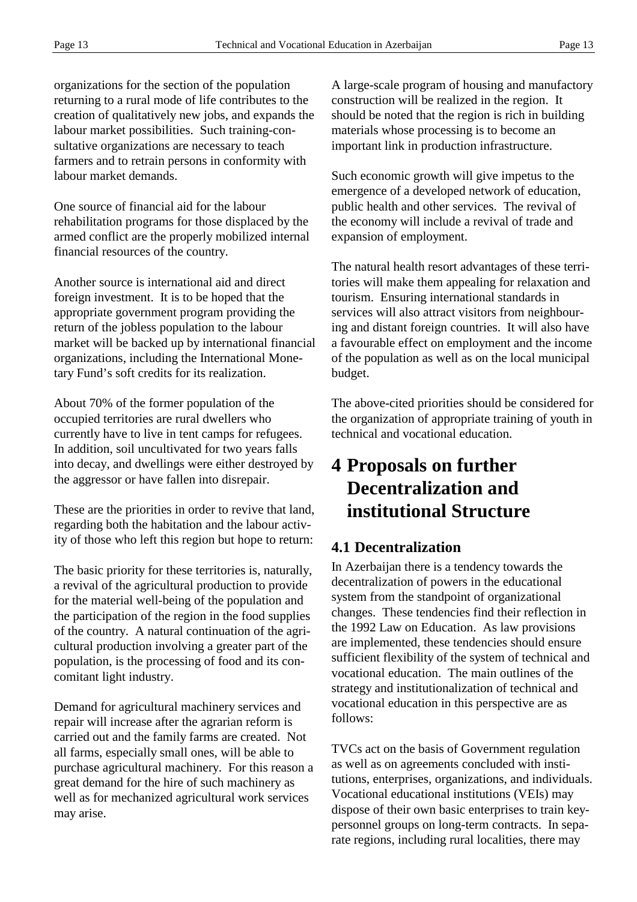organizations for the section of the population returning to a rural mode of life contributes to the creation of qualitatively new jobs, and expands the labour market possibilities. Such training-consultative organizations are necessary to teach farmers and to retrain persons in conformity with labour market demands.

One source of financial aid for the labour rehabilitation programs for those displaced by the armed conflict are the properly mobilized internal financial resources of the country.

Another source is international aid and direct foreign investment. It is to be hoped that the appropriate government program providing the return of the jobless population to the labour market will be backed up by international financial organizations, including the International Monetary Fund's soft credits for its realization.

About 70% of the former population of the occupied territories are rural dwellers who currently have to live in tent camps for refugees. In addition, soil uncultivated for two years falls into decay, and dwellings were either destroyed by the aggressor or have fallen into disrepair.

These are the priorities in order to revive that land, regarding both the habitation and the labour activity of those who left this region but hope to return:

The basic priority for these territories is, naturally, a revival of the agricultural production to provide for the material well-being of the population and the participation of the region in the food supplies of the country. A natural continuation of the agricultural production involving a greater part of the population, is the processing of food and its concomitant light industry.

Demand for agricultural machinery services and repair will increase after the agrarian reform is carried out and the family farms are created. Not all farms, especially small ones, will be able to purchase agricultural machinery. For this reason a great demand for the hire of such machinery as well as for mechanized agricultural work services may arise.

A large-scale program of housing and manufactory construction will be realized in the region. It should be noted that the region is rich in building materials whose processing is to become an important link in production infrastructure.

Such economic growth will give impetus to the emergence of a developed network of education, public health and other services. The revival of the economy will include a revival of trade and expansion of employment.

The natural health resort advantages of these territories will make them appealing for relaxation and tourism. Ensuring international standards in services will also attract visitors from neighbouring and distant foreign countries. It will also have a favourable effect on employment and the income of the population as well as on the local municipal budget.

The above-cited priorities should be considered for the organization of appropriate training of youth in technical and vocational education.

# 4 Proposals on further Decentralization and institutional Structure

## 4.1 Decentralization

In Azerbaijan there is a tendency towards the decentralization of powers in the educational system from the standpoint of organizational changes. These tendencies find their reflection in the 1992 Law on Education. As law provisions are implemented, these tendencies should ensure sufficient flexibility of the system of technical and vocational education. The main outlines of the strategy and institutionalization of technical and vocational education in this perspective are as follows:

TVCs act on the basis of Government regulation as well as on agreements concluded with institutions, enterprises, organizations, and individuals. Vocational educational institutions (VEIs) may dispose of their own basic enterprises to train key-personnel groups on long-term contracts. In separate regions, including rural localities, there may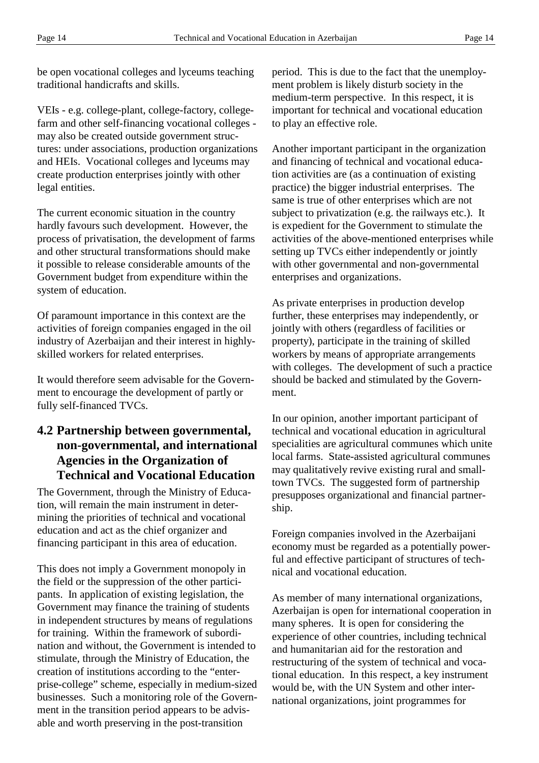be open vocational colleges and lyceums teaching traditional handicrafts and skills.

VEIs - e.g. college-plant, college-factory, college-farm and other self-financing vocational colleges - may also be created outside government structures: under associations, production organizations and HEIs. Vocational colleges and lyceums may create production enterprises jointly with other legal entities.

The current economic situation in the country hardly favours such development. However, the process of privatisation, the development of farms and other structural transformations should make it possible to release considerable amounts of the Government budget from expenditure within the system of education.

Of paramount importance in this context are the activities of foreign companies engaged in the oil industry of Azerbaijan and their interest in highly-skilled workers for related enterprises.

It would therefore seem advisable for the Government to encourage the development of partly or fully self-financed TVCs.

## 4.2 Partnership between governmental, non-governmental, and international Agencies in the Organization of Technical and Vocational Education

The Government, through the Ministry of Education, will remain the main instrument in determining the priorities of technical and vocational education and act as the chief organizer and financing participant in this area of education.

This does not imply a Government monopoly in the field or the suppression of the other participants. In application of existing legislation, the Government may finance the training of students in independent structures by means of regulations for training. Within the framework of subordination and without, the Government is intended to stimulate, through the Ministry of Education, the creation of institutions according to the "enterprise-college" scheme, especially in medium-sized businesses. Such a monitoring role of the Government in the transition period appears to be advisable and worth preserving in the post-transition period. This is due to the fact that the unemployment problem is likely disturb society in the medium-term perspective. In this respect, it is important for technical and vocational education to play an effective role.

Another important participant in the organization and financing of technical and vocational education activities are (as a continuation of existing practice) the bigger industrial enterprises. The same is true of other enterprises which are not subject to privatization (e.g. the railways etc.). It is expedient for the Government to stimulate the activities of the above-mentioned enterprises while setting up TVCs either independently or jointly with other governmental and non-governmental enterprises and organizations.

As private enterprises in production develop further, these enterprises may independently, or jointly with others (regardless of facilities or property), participate in the training of skilled workers by means of appropriate arrangements with colleges. The development of such a practice should be backed and stimulated by the Government.

In our opinion, another important participant of technical and vocational education in agricultural specialities are agricultural communes which unite local farms. State-assisted agricultural communes may qualitatively revive existing rural and small-town TVCs. The suggested form of partnership presupposes organizational and financial partnership.

Foreign companies involved in the Azerbaijani economy must be regarded as a potentially powerful and effective participant of structures of technical and vocational education.

As member of many international organizations, Azerbaijan is open for international cooperation in many spheres. It is open for considering the experience of other countries, including technical and humanitarian aid for the restoration and restructuring of the system of technical and vocational education. In this respect, a key instrument would be, with the UN System and other international organizations, joint programmes for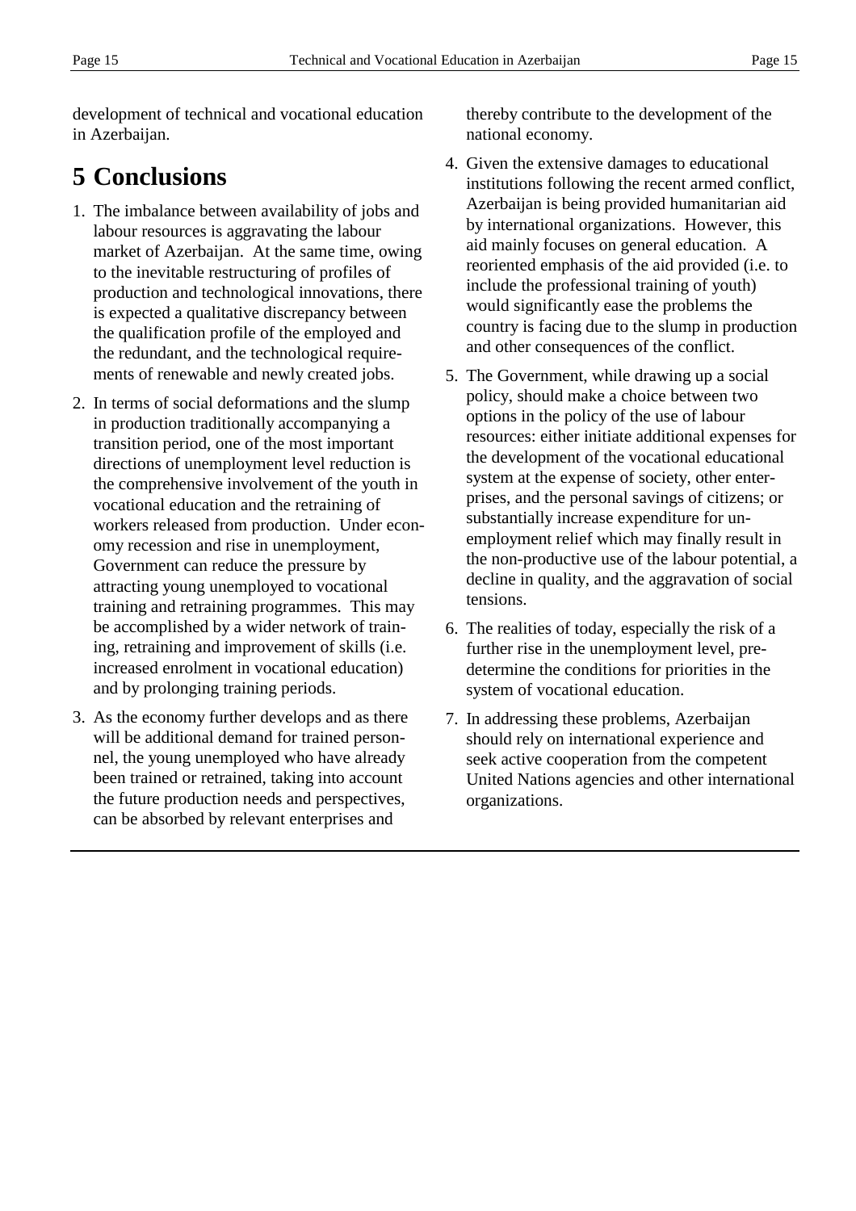development of technical and vocational education in Azerbaijan.

# 5 Conclusions

1. The imbalance between availability of jobs and labour resources is aggravating the labour market of Azerbaijan. At the same time, owing to the inevitable restructuring of profiles of production and technological innovations, there is expected a qualitative discrepancy between the qualification profile of the employed and the redundant, and the technological requirements of renewable and newly created jobs.

2. In terms of social deformations and the slump in production traditionally accompanying a transition period, one of the most important directions of unemployment level reduction is the comprehensive involvement of the youth in vocational education and the retraining of workers released from production. Under economy recession and rise in unemployment, Government can reduce the pressure by attracting young unemployed to vocational training and retraining programmes. This may be accomplished by a wider network of training, retraining and improvement of skills (i.e. increased enrolment in vocational education) and by prolonging training periods.

3. As the economy further develops and as there will be additional demand for trained personnel, the young unemployed who have already been trained or retrained, taking into account the future production needs and perspectives, can be absorbed by relevant enterprises and thereby contribute to the development of the national economy.

4. Given the extensive damages to educational institutions following the recent armed conflict, Azerbaijan is being provided humanitarian aid by international organizations. However, this aid mainly focuses on general education. A reoriented emphasis of the aid provided (i.e. to include the professional training of youth) would significantly ease the problems the country is facing due to the slump in production and other consequences of the conflict.

5. The Government, while drawing up a social policy, should make a choice between two options in the policy of the use of labour resources: either initiate additional expenses for the development of the vocational educational system at the expense of society, other enterprises, and the personal savings of citizens; or substantially increase expenditure for unemployment relief which may finally result in the non-productive use of the labour potential, a decline in quality, and the aggravation of social tensions.

6. The realities of today, especially the risk of a further rise in the unemployment level, predetermine the conditions for priorities in the system of vocational education.

7. In addressing these problems, Azerbaijan should rely on international experience and seek active cooperation from the competent United Nations agencies and other international organizations.